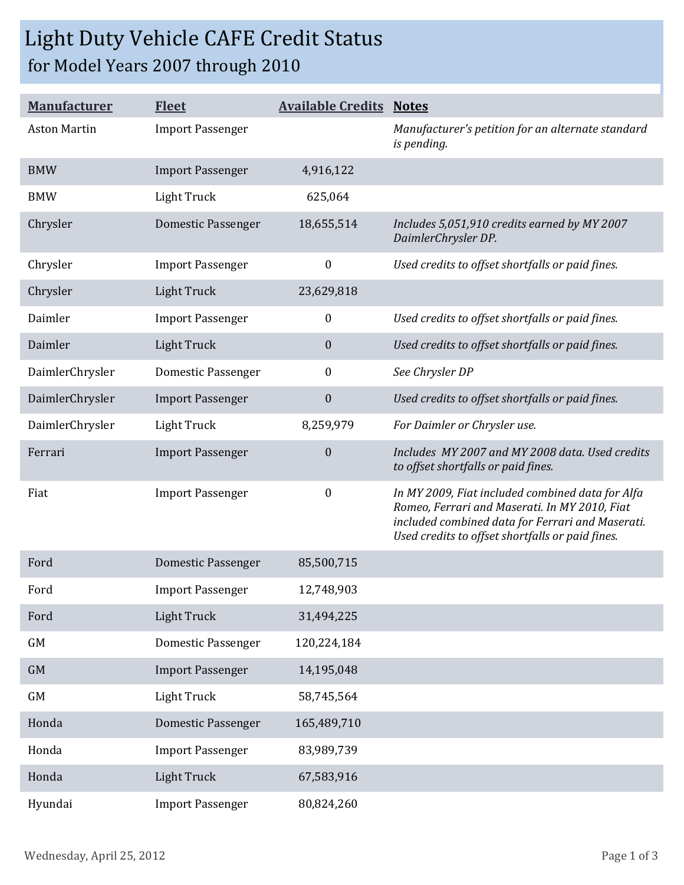# Light Duty Vehicle CAFE Credit Status

## for Model Years 2007 through 2010

| Manufacturer | Fleet | Available Credits | Notes |
|---|---|---|---|
| Aston Martin | Import Passenger | | *Manufacturer's petition for an alternate standard is pending.* |
| BMW | Import Passenger | 4,916,122 | |
| BMW | Light Truck | 625,064 | |
| Chrysler | Domestic Passenger | 18,655,514 | *Includes 5,051,910 credits earned by MY 2007 DaimlerChrysler DP.* |
| Chrysler | Import Passenger | 0 | *Used credits to offset shortfalls or paid fines.* |
| Chrysler | Light Truck | 23,629,818 | |
| Daimler | Import Passenger | 0 | *Used credits to offset shortfalls or paid fines.* |
| Daimler | Light Truck | 0 | *Used credits to offset shortfalls or paid fines.* |
| DaimlerChrysler | Domestic Passenger | 0 | *See Chrysler DP* |
| DaimlerChrysler | Import Passenger | 0 | *Used credits to offset shortfalls or paid fines.* |
| DaimlerChrysler | Light Truck | 8,259,979 | *For Daimler or Chrysler use.* |
| Ferrari | Import Passenger | 0 | *Includes MY 2007 and MY 2008 data. Used credits to offset shortfalls or paid fines.* |
| Fiat | Import Passenger | 0 | *In MY 2009, Fiat included combined data for Alfa Romeo, Ferrari and Maserati. In MY 2010, Fiat included combined data for Ferrari and Maserati. Used credits to offset shortfalls or paid fines.* |
| Ford | Domestic Passenger | 85,500,715 | |
| Ford | Import Passenger | 12,748,903 | |
| Ford | Light Truck | 31,494,225 | |
| GM | Domestic Passenger | 120,224,184 | |
| GM | Import Passenger | 14,195,048 | |
| GM | Light Truck | 58,745,564 | |
| Honda | Domestic Passenger | 165,489,710 | |
| Honda | Import Passenger | 83,989,739 | |
| Honda | Light Truck | 67,583,916 | |
| Hyundai | Import Passenger | 80,824,260 | |

Wednesday, April 25, 2012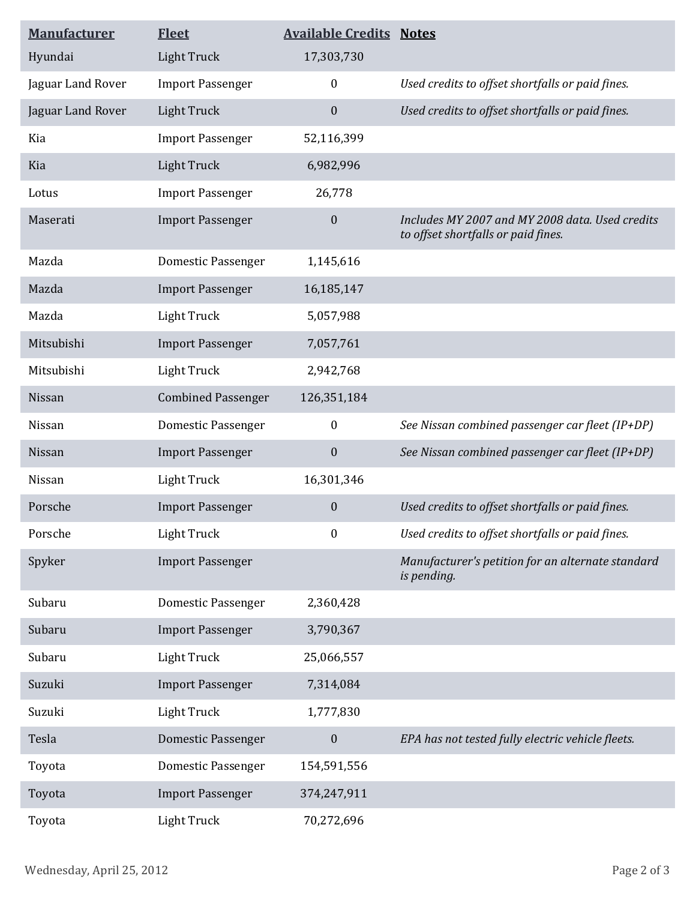| Manufacturer | Fleet | Available Credits | Notes |
|---|---|---|---|
| Hyundai | Light Truck | 17,303,730 | |
| Jaguar Land Rover | Import Passenger | 0 | *Used credits to offset shortfalls or paid fines.* |
| Jaguar Land Rover | Light Truck | 0 | *Used credits to offset shortfalls or paid fines.* |
| Kia | Import Passenger | 52,116,399 | |
| Kia | Light Truck | 6,982,996 | |
| Lotus | Import Passenger | 26,778 | |
| Maserati | Import Passenger | 0 | *Includes MY 2007 and MY 2008 data. Used credits to offset shortfalls or paid fines.* |
| Mazda | Domestic Passenger | 1,145,616 | |
| Mazda | Import Passenger | 16,185,147 | |
| Mazda | Light Truck | 5,057,988 | |
| Mitsubishi | Import Passenger | 7,057,761 | |
| Mitsubishi | Light Truck | 2,942,768 | |
| Nissan | Combined Passenger | 126,351,184 | |
| Nissan | Domestic Passenger | 0 | *See Nissan combined passenger car fleet (IP+DP)* |
| Nissan | Import Passenger | 0 | *See Nissan combined passenger car fleet (IP+DP)* |
| Nissan | Light Truck | 16,301,346 | |
| Porsche | Import Passenger | 0 | *Used credits to offset shortfalls or paid fines.* |
| Porsche | Light Truck | 0 | *Used credits to offset shortfalls or paid fines.* |
| Spyker | Import Passenger | | *Manufacturer's petition for an alternate standard is pending.* |
| Subaru | Domestic Passenger | 2,360,428 | |
| Subaru | Import Passenger | 3,790,367 | |
| Subaru | Light Truck | 25,066,557 | |
| Suzuki | Import Passenger | 7,314,084 | |
| Suzuki | Light Truck | 1,777,830 | |
| Tesla | Domestic Passenger | 0 | *EPA has not tested fully electric vehicle fleets.* |
| Toyota | Domestic Passenger | 154,591,556 | |
| Toyota | Import Passenger | 374,247,911 | |
| Toyota | Light Truck | 70,272,696 | |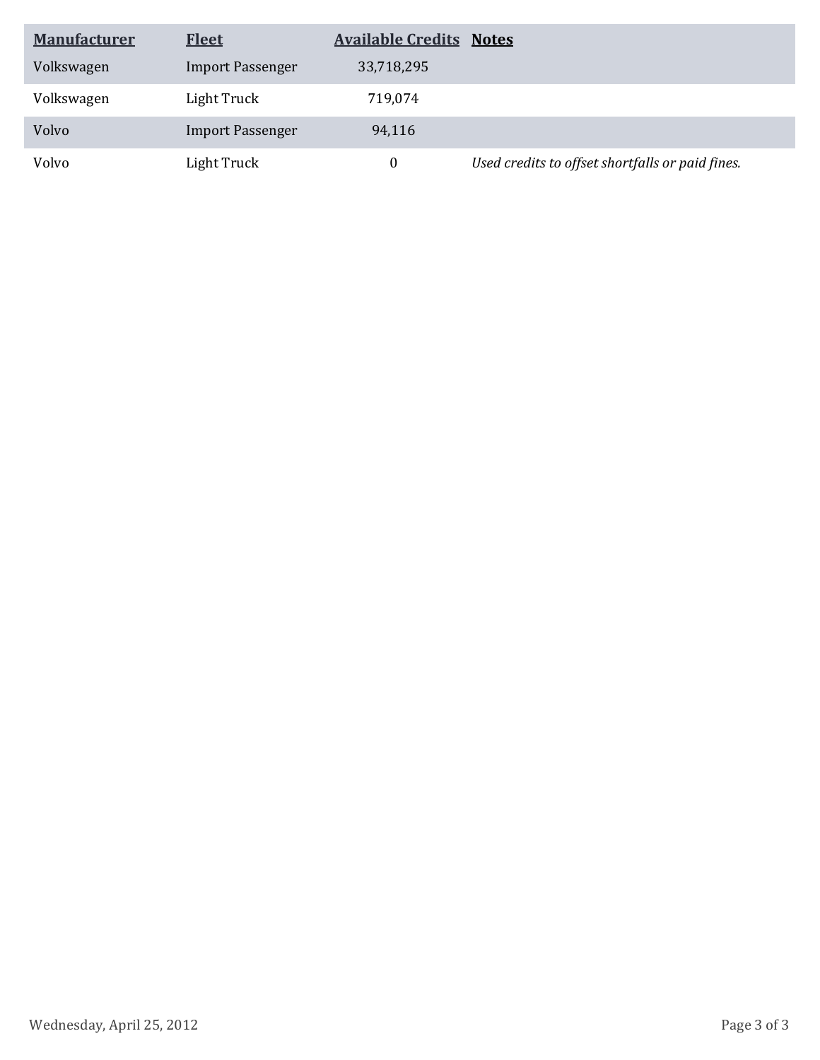| Manufacturer | Fleet | Available Credits | Notes |
|---|---|---|---|
| Volkswagen | Import Passenger | 33,718,295 | |
| Volkswagen | Light Truck | 719,074 | |
| Volvo | Import Passenger | 94,116 | |
| Volvo | Light Truck | 0 | *Used credits to offset shortfalls or paid fines.* |